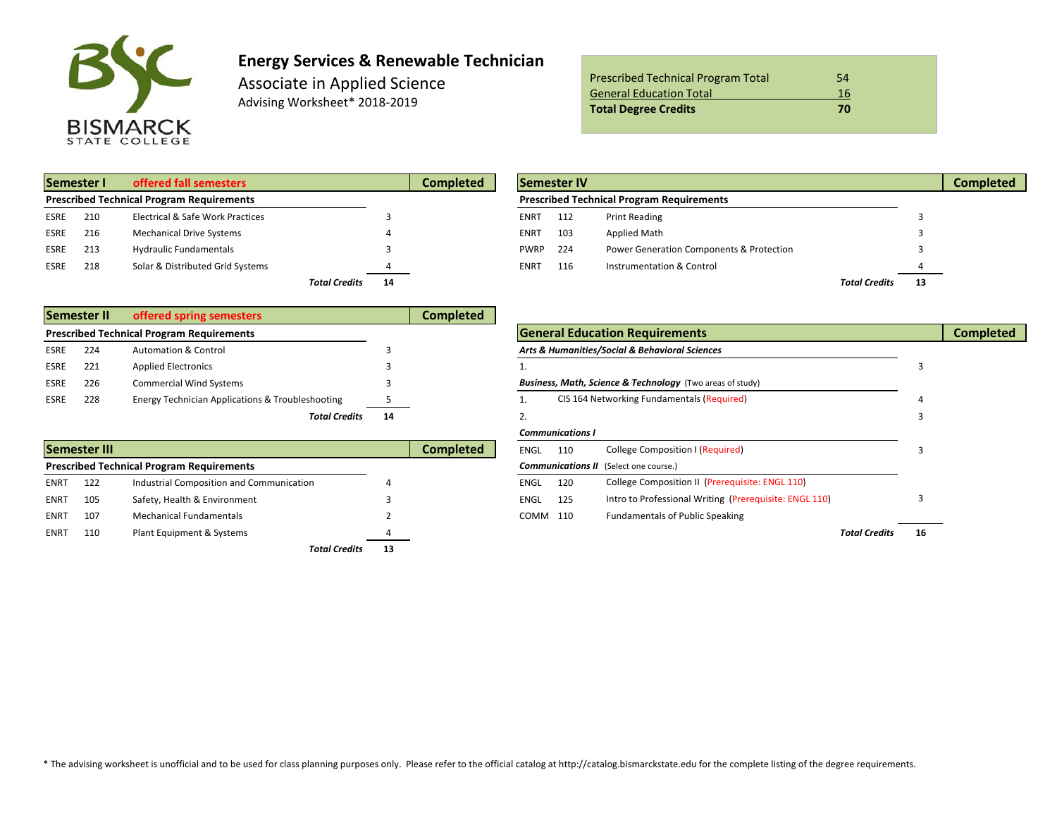# Energy Services & Renewable Technician

Associate in Applied Science

Advising Worksheet* 2018-2019

BISMARCK STATE COLLEGE

| | |
|---|---|
| Prescribed Technical Program Total | 54 |
| General Education Total | 16 |
| **Total Degree Credits** | **70** |

## Semester I — offered fall semesters

| Prescribed Technical Program Requirements | | | | Completed |
|---|---|---|---|---|
| ESRE | 210 | Electrical & Safe Work Practices | 3 | |
| ESRE | 216 | Mechanical Drive Systems | 4 | |
| ESRE | 213 | Hydraulic Fundamentals | 3 | |
| ESRE | 218 | Solar & Distributed Grid Systems | 4 | |
| | | ***Total Credits*** | **14** | |

## Semester II — offered spring semesters

| Prescribed Technical Program Requirements | | | | Completed |
|---|---|---|---|---|
| ESRE | 224 | Automation & Control | 3 | |
| ESRE | 221 | Applied Electronics | 3 | |
| ESRE | 226 | Commercial Wind Systems | 3 | |
| ESRE | 228 | Energy Technician Applications & Troubleshooting | 5 | |
| | | ***Total Credits*** | **14** | |

## Semester III

| Prescribed Technical Program Requirements | | | | Completed |
|---|---|---|---|---|
| ENRT | 122 | Industrial Composition and Communication | 4 | |
| ENRT | 105 | Safety, Health & Environment | 3 | |
| ENRT | 107 | Mechanical Fundamentals | 2 | |
| ENRT | 110 | Plant Equipment & Systems | 4 | |
| | | ***Total Credits*** | **13** | |

## Semester IV

| Prescribed Technical Program Requirements | | | | Completed |
|---|---|---|---|---|
| ENRT | 112 | Print Reading | 3 | |
| ENRT | 103 | Applied Math | 3 | |
| PWRP | 224 | Power Generation Components & Protection | 3 | |
| ENRT | 116 | Instrumentation & Control | 4 | |
| | | ***Total Credits*** | **13** | |

## General Education Requirements

| | | | Credits | Completed |
|---|---|---|---|---|
| ***Arts & Humanities/Social & Behavioral Sciences*** | | | | |
| 1. | | | 3 | |
| ***Business, Math, Science & Technology*** (Two areas of study) | | | | |
| 1. | | CIS 164 Networking Fundamentals (Required) | 4 | |
| 2. | | | 3 | |
| ***Communications I*** | | | | |
| ENGL | 110 | College Composition I (Required) | 3 | |
| ***Communications II*** (Select one course.) | | | | |
| ENGL | 120 | College Composition II (Prerequisite: ENGL 110) | | |
| ENGL | 125 | Intro to Professional Writing (Prerequisite: ENGL 110) | 3 | |
| COMM | 110 | Fundamentals of Public Speaking | | |
| | | ***Total Credits*** | **16** | |

* The advising worksheet is unofficial and to be used for class planning purposes only. Please refer to the official catalog at http://catalog.bismarckstate.edu for the complete listing of the degree requirements.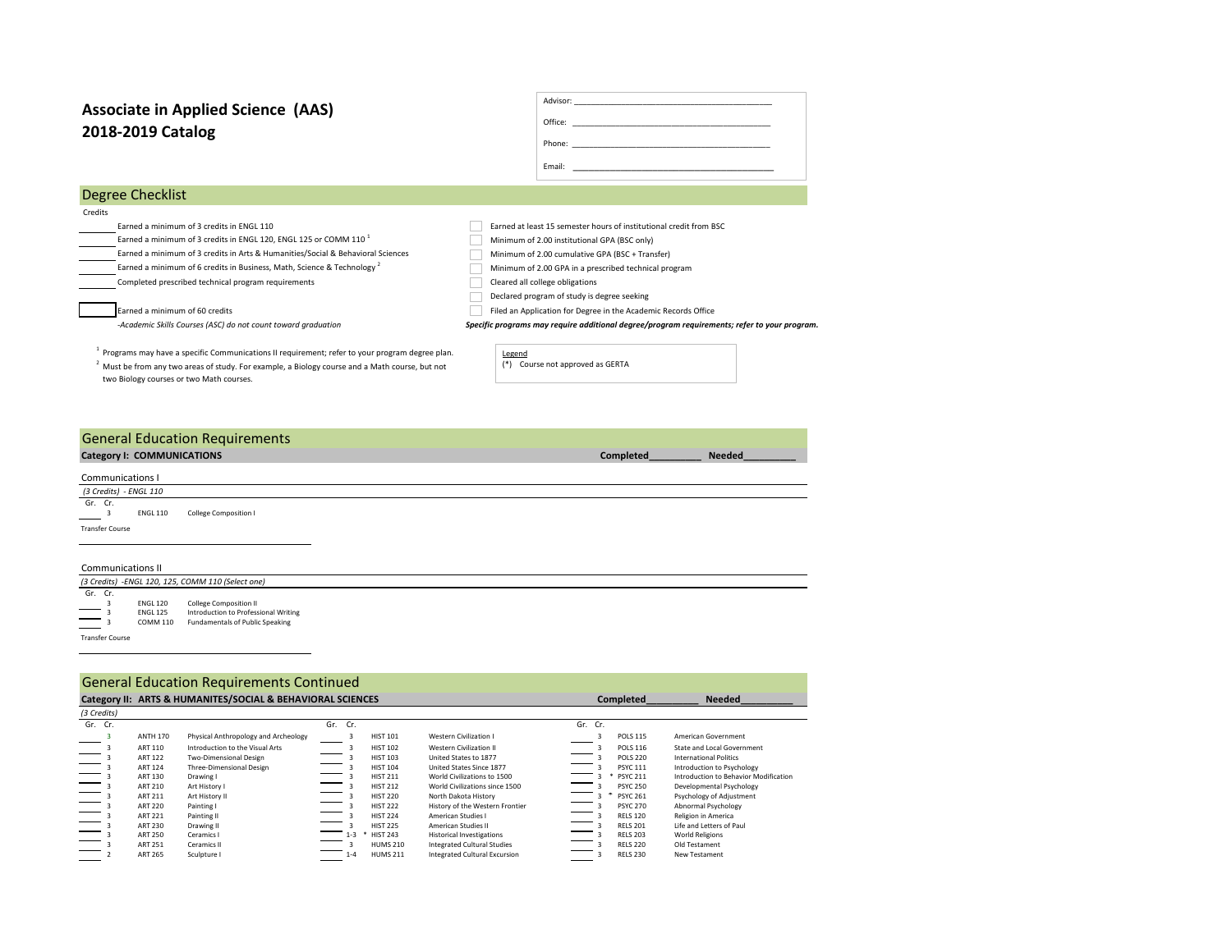# Associate in Applied Science (AAS)
# 2018-2019 Catalog

Advisor: ___________________________________________

Office: ___________________________________________

Phone: ___________________________________________

Email: ___________________________________________

## Degree Checklist

Credits

| Credits | Requirement |
| --- | --- |
| ______ | Earned a minimum of 3 credits in ENGL 110 |
| ______ | Earned a minimum of 3 credits in ENGL 120, ENGL 125 or COMM 110 [1] |
| ______ | Earned a minimum of 3 credits in Arts & Humanities/Social & Behavioral Sciences |
| ______ | Earned a minimum of 6 credits in Business, Math, Science & Technology [2] |
| ______ | Completed prescribed technical program requirements |
| ______ | Earned a minimum of 60 credits |

*-Academic Skills Courses (ASC) do not count toward graduation*

- [ ] Earned at least 15 semester hours of institutional credit from BSC
- [ ] Minimum of 2.00 institutional GPA (BSC only)
- [ ] Minimum of 2.00 cumulative GPA (BSC + Transfer)
- [ ] Minimum of 2.00 GPA in a prescribed technical program
- [ ] Cleared all college obligations
- [ ] Declared program of study is degree seeking
- [ ] Filed an Application for Degree in the Academic Records Office

***Specific programs may require additional degree/program requirements; refer to your program.***

[1] Programs may have a specific Communications II requirement; refer to your program degree plan.

[2] Must be from any two areas of study. For example, a Biology course and a Math course, but not two Biology courses or two Math courses.

Legend

(*) Course not approved as GERTA

## General Education Requirements

**Category I: COMMUNICATIONS** — **Completed**__________ **Needed**__________

### Communications I

*(3 Credits) - ENGL 110*

| Gr. | Cr. | Course | Title |
| --- | --- | --- | --- |
| ____ | 3 | ENGL 110 | College Composition I |

Transfer Course

______________________________________

### Communications II

*(3 Credits) -ENGL 120, 125, COMM 110 (Select one)*

| Gr. | Cr. | Course | Title |
| --- | --- | --- | --- |
| ____ | 3 | ENGL 120 | College Composition II |
| ____ | 3 | ENGL 125 | Introduction to Professional Writing |
| ____ | 3 | COMM 110 | Fundamentals of Public Speaking |

Transfer Course

______________________________________

## General Education Requirements Continued

**Category II: ARTS & HUMANITES/SOCIAL & BEHAVIORAL SCIENCES** — **Completed**__________ **Needed**__________

*(3 Credits)*

| Gr. | Cr. | Course | Title | Gr. | Cr. | Course | Title | Gr. | Cr. | Course | Title |
| --- | --- | --- | --- | --- | --- | --- | --- | --- | --- | --- | --- |
| ____ | 3 | ANTH 170 | Physical Anthropology and Archeology | ____ | 3 | HIST 101 | Western Civilization I | ____ | 3 | POLS 115 | American Government |
| ____ | 3 | ART 110 | Introduction to the Visual Arts | ____ | 3 | HIST 102 | Western Civilization II | ____ | 3 | POLS 116 | State and Local Government |
| ____ | 3 | ART 122 | Two-Dimensional Design | ____ | 3 | HIST 103 | United States to 1877 | ____ | 3 | POLS 220 | International Politics |
| ____ | 3 | ART 124 | Three-Dimensional Design | ____ | 3 | HIST 104 | United States Since 1877 | ____ | 3 | PSYC 111 | Introduction to Psychology |
| ____ | 3 | ART 130 | Drawing I | ____ | 3 | HIST 211 | World Civilizations to 1500 | ____ | 3 | * PSYC 211 | Introduction to Behavior Modification |
| ____ | 3 | ART 210 | Art History I | ____ | 3 | HIST 212 | World Civilizations since 1500 | ____ | 3 | PSYC 250 | Developmental Psychology |
| ____ | 3 | ART 211 | Art History II | ____ | 3 | HIST 220 | North Dakota History | ____ | 3 | * PSYC 261 | Psychology of Adjustment |
| ____ | 3 | ART 220 | Painting I | ____ | 3 | HIST 222 | History of the Western Frontier | ____ | 3 | PSYC 270 | Abnormal Psychology |
| ____ | 3 | ART 221 | Painting II | ____ | 3 | HIST 224 | American Studies I | ____ | 3 | RELS 120 | Religion in America |
| ____ | 3 | ART 230 | Drawing II | ____ | 3 | HIST 225 | American Studies II | ____ | 3 | RELS 201 | Life and Letters of Paul |
| ____ | 3 | ART 250 | Ceramics I | ____ | 1-3 | * HIST 243 | Historical Investigations | ____ | 3 | RELS 203 | World Religions |
| ____ | 3 | ART 251 | Ceramics II | ____ | 3 | HUMS 210 | Integrated Cultural Studies | ____ | 3 | RELS 220 | Old Testament |
| ____ | 2 | ART 265 | Sculpture I | ____ | 1-4 | HUMS 211 | Integrated Cultural Excursion | ____ | 3 | RELS 230 | New Testament |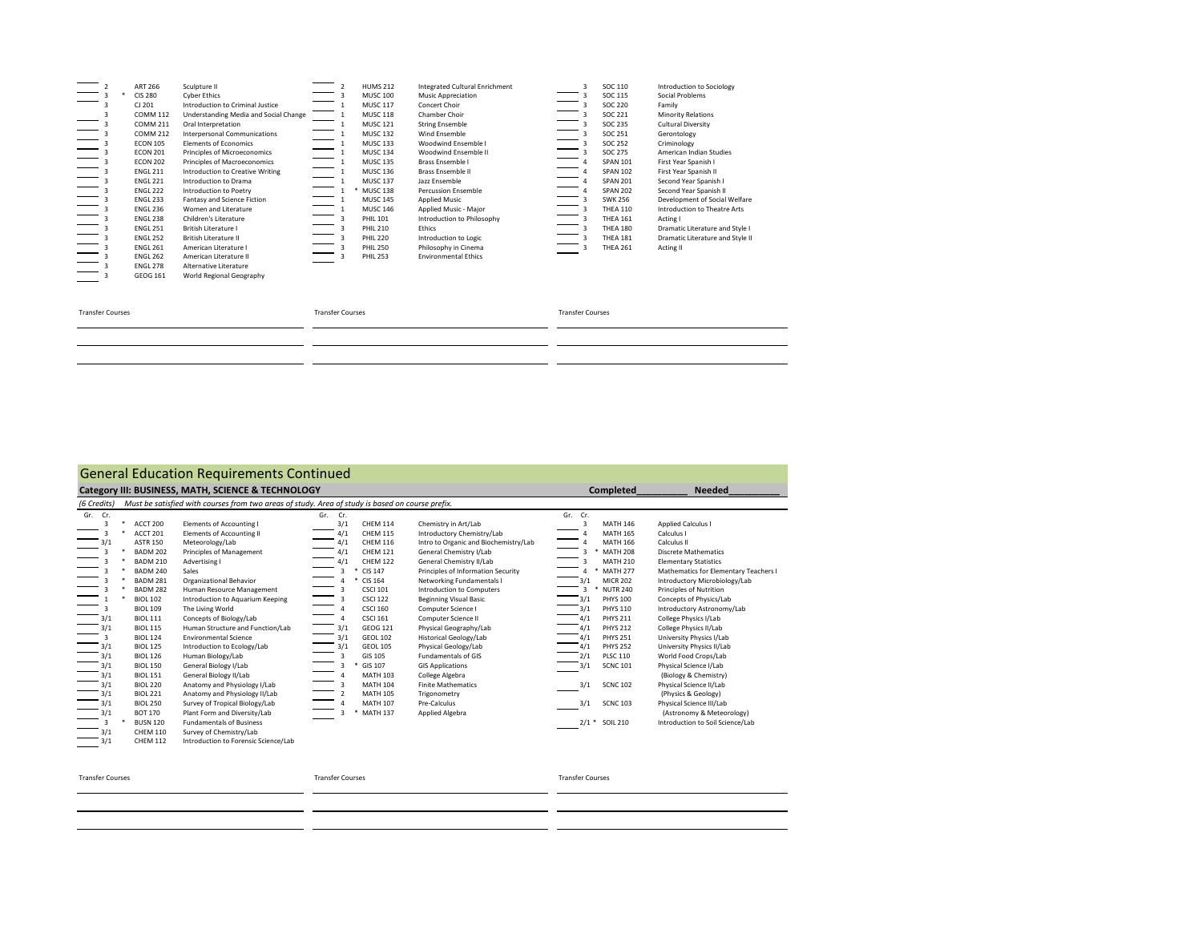| Gr. | Cr. | | Course | Title |
|---|---|---|---|---|
| | 2 | | ART 266 | Sculpture II |
| | 3 | * | CIS 280 | Cyber Ethics |
| | 3 | | CJ 201 | Introduction to Criminal Justice |
| | 3 | | COMM 112 | Understanding Media and Social Change |
| | 3 | | COMM 211 | Oral Interpretation |
| | 3 | | COMM 212 | Interpersonal Communications |
| | 3 | | ECON 105 | Elements of Economics |
| | 3 | | ECON 201 | Principles of Microeconomics |
| | 3 | | ECON 202 | Principles of Macroeconomics |
| | 3 | | ENGL 211 | Introduction to Creative Writing |
| | 3 | | ENGL 221 | Introduction to Drama |
| | 3 | | ENGL 222 | Introduction to Poetry |
| | 3 | | ENGL 233 | Fantasy and Science Fiction |
| | 3 | | ENGL 236 | Women and Literature |
| | 3 | | ENGL 238 | Children's Literature |
| | 3 | | ENGL 251 | British Literature I |
| | 3 | | ENGL 252 | British Literature II |
| | 3 | | ENGL 261 | American Literature I |
| | 3 | | ENGL 262 | American Literature II |
| | 3 | | ENGL 278 | Alternative Literature |
| | 3 | | GEOG 161 | World Regional Geography |
| | 2 | | HUMS 212 | Integrated Cultural Enrichment |
| | 3 | | MUSC 100 | Music Appreciation |
| | 1 | | MUSC 117 | Concert Choir |
| | 1 | | MUSC 118 | Chamber Choir |
| | 1 | | MUSC 121 | String Ensemble |
| | 1 | | MUSC 132 | Wind Ensemble |
| | 1 | | MUSC 133 | Woodwind Ensemble I |
| | 1 | | MUSC 134 | Woodwind Ensemble II |
| | 1 | | MUSC 135 | Brass Ensemble I |
| | 1 | | MUSC 136 | Brass Ensemble II |
| | 1 | | MUSC 137 | Jazz Ensemble |
| | 1 | * | MUSC 138 | Percussion Ensemble |
| | 1 | | MUSC 145 | Applied Music |
| | 1 | | MUSC 146 | Applied Music - Major |
| | 3 | | PHIL 101 | Introduction to Philosophy |
| | 3 | | PHIL 210 | Ethics |
| | 3 | | PHIL 220 | Introduction to Logic |
| | 3 | | PHIL 250 | Philosophy in Cinema |
| | 3 | | PHIL 253 | Environmental Ethics |
| | 3 | | SOC 110 | Introduction to Sociology |
| | 3 | | SOC 115 | Social Problems |
| | 3 | | SOC 220 | Family |
| | 3 | | SOC 221 | Minority Relations |
| | 3 | | SOC 235 | Cultural Diversity |
| | 3 | | SOC 251 | Gerontology |
| | 3 | | SOC 252 | Criminology |
| | 3 | | SOC 275 | American Indian Studies |
| | 4 | | SPAN 101 | First Year Spanish I |
| | 4 | | SPAN 102 | First Year Spanish II |
| | 4 | | SPAN 201 | Second Year Spanish I |
| | 4 | | SPAN 202 | Second Year Spanish II |
| | 3 | | SWK 256 | Development of Social Welfare |
| | 3 | | THEA 110 | Introduction to Theatre Arts |
| | 3 | | THEA 161 | Acting I |
| | 3 | | THEA 180 | Dramatic Literature and Style I |
| | 3 | | THEA 181 | Dramatic Literature and Style II |
| | 3 | | THEA 261 | Acting II |

Transfer Courses

Transfer Courses

Transfer Courses

## General Education Requirements Continued

### Category III: BUSINESS, MATH, SCIENCE & TECHNOLOGY

**Completed__________ Needed__________**

*(6 Credits) Must be satisfied with courses from two areas of study. Area of study is based on course prefix.*

| Gr. | Cr. | | Course | Title |
|---|---|---|---|---|
| | 3 | * | ACCT 200 | Elements of Accounting I |
| | 3 | * | ACCT 201 | Elements of Accounting II |
| | 3/1 | | ASTR 150 | Meteorology/Lab |
| | 3 | * | BADM 202 | Principles of Management |
| | 3 | * | BADM 210 | Advertising I |
| | 3 | * | BADM 240 | Sales |
| | 3 | * | BADM 281 | Organizational Behavior |
| | 3 | * | BADM 282 | Human Resource Management |
| | 1 | * | BIOL 102 | Introduction to Aquarium Keeping |
| | 3 | | BIOL 109 | The Living World |
| | 3/1 | | BIOL 111 | Concepts of Biology/Lab |
| | 3/1 | | BIOL 115 | Human Structure and Function/Lab |
| | 3 | | BIOL 124 | Environmental Science |
| | 3/1 | | BIOL 125 | Introduction to Ecology/Lab |
| | 3/1 | | BIOL 126 | Human Biology/Lab |
| | 3/1 | | BIOL 150 | General Biology I/Lab |
| | 3/1 | | BIOL 151 | General Biology II/Lab |
| | 3/1 | | BIOL 220 | Anatomy and Physiology I/Lab |
| | 3/1 | | BIOL 221 | Anatomy and Physiology II/Lab |
| | 3/1 | | BIOL 250 | Survey of Tropical Biology/Lab |
| | 3/1 | | BOT 170 | Plant Form and Diversity/Lab |
| | 3 | * | BUSN 120 | Fundamentals of Business |
| | 3/1 | | CHEM 110 | Survey of Chemistry/Lab |
| | 3/1 | | CHEM 112 | Introduction to Forensic Science/Lab |
| | 3/1 | | CHEM 114 | Chemistry in Art/Lab |
| | 4/1 | | CHEM 115 | Introductory Chemistry/Lab |
| | 4/1 | | CHEM 116 | Intro to Organic and Biochemistry/Lab |
| | 4/1 | | CHEM 121 | General Chemistry I/Lab |
| | 4/1 | | CHEM 122 | General Chemistry II/Lab |
| | 3 | * | CIS 147 | Principles of Information Security |
| | 4 | * | CIS 164 | Networking Fundamentals I |
| | 3 | | CSCI 101 | Introduction to Computers |
| | 3 | | CSCI 122 | Beginning Visual Basic |
| | 4 | | CSCI 160 | Computer Science I |
| | 4 | | CSCI 161 | Computer Science II |
| | 3/1 | | GEOG 121 | Physical Geography/Lab |
| | 3/1 | | GEOL 102 | Historical Geology/Lab |
| | 3/1 | | GEOL 105 | Physical Geology/Lab |
| | 3 | | GIS 105 | Fundamentals of GIS |
| | 3 | * | GIS 107 | GIS Applications |
| | 4 | | MATH 103 | College Algebra |
| | 3 | | MATH 104 | Finite Mathematics |
| | 2 | | MATH 105 | Trigonometry |
| | 4 | | MATH 107 | Pre-Calculus |
| | 3 | * | MATH 137 | Applied Algebra |
| | 3 | | MATH 146 | Applied Calculus I |
| | 4 | | MATH 165 | Calculus I |
| | 4 | | MATH 166 | Calculus II |
| | 3 | * | MATH 208 | Discrete Mathematics |
| | 3 | | MATH 210 | Elementary Statistics |
| | 4 | * | MATH 277 | Mathematics for Elementary Teachers I |
| | 3/1 | | MICR 202 | Introductory Microbiology/Lab |
| | 3 | * | NUTR 240 | Principles of Nutrition |
| | 3/1 | | PHYS 100 | Concepts of Physics/Lab |
| | 3/1 | | PHYS 110 | Introductory Astronomy/Lab |
| | 4/1 | | PHYS 211 | College Physics I/Lab |
| | 4/1 | | PHYS 212 | College Physics II/Lab |
| | 4/1 | | PHYS 251 | University Physics I/Lab |
| | 4/1 | | PHYS 252 | University Physics II/Lab |
| | 2/1 | | PLSC 110 | World Food Crops/Lab |
| | 3/1 | | SCNC 101 | Physical Science I/Lab (Biology & Chemistry) |
| | 3/1 | | SCNC 102 | Physical Science II/Lab (Physics & Geology) |
| | 3/1 | | SCNC 103 | Physical Science III/Lab (Astronomy & Meteorology) |
| | 2/1 | * | SOIL 210 | Introduction to Soil Science/Lab |

Transfer Courses

Transfer Courses

Transfer Courses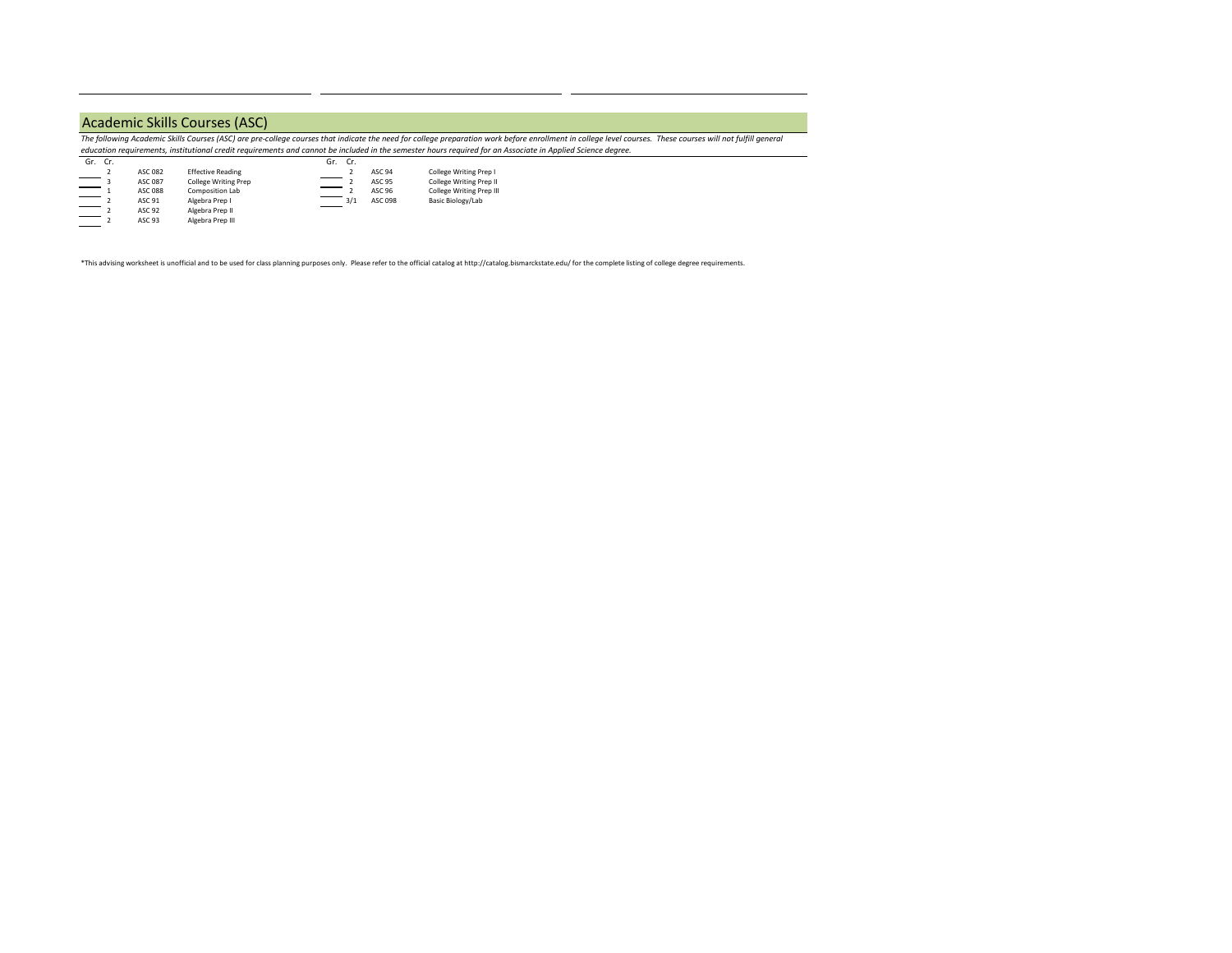## Academic Skills Courses (ASC)

*The following Academic Skills Courses (ASC) are pre-college courses that indicate the need for college preparation work before enrollment in college level courses. These courses will not fulfill general education requirements, institutional credit requirements and cannot be included in the semester hours required for an Associate in Applied Science degree.*

| Gr. | Cr. | | | Gr. | Cr. | | |
|---|---|---|---|---|---|---|---|
| | 2 | ASC 082 | Effective Reading | | 2 | ASC 94 | College Writing Prep I |
| | 3 | ASC 087 | College Writing Prep | | 2 | ASC 95 | College Writing Prep II |
| | 1 | ASC 088 | Composition Lab | | 2 | ASC 96 | College Writing Prep III |
| | 2 | ASC 91 | Algebra Prep I | | 3/1 | ASC 098 | Basic Biology/Lab |
| | 2 | ASC 92 | Algebra Prep II | | | | |
| | 2 | ASC 93 | Algebra Prep III | | | | |

*This advising worksheet is unofficial and to be used for class planning purposes only. Please refer to the official catalog at http://catalog.bismarckstate.edu/ for the complete listing of college degree requirements.